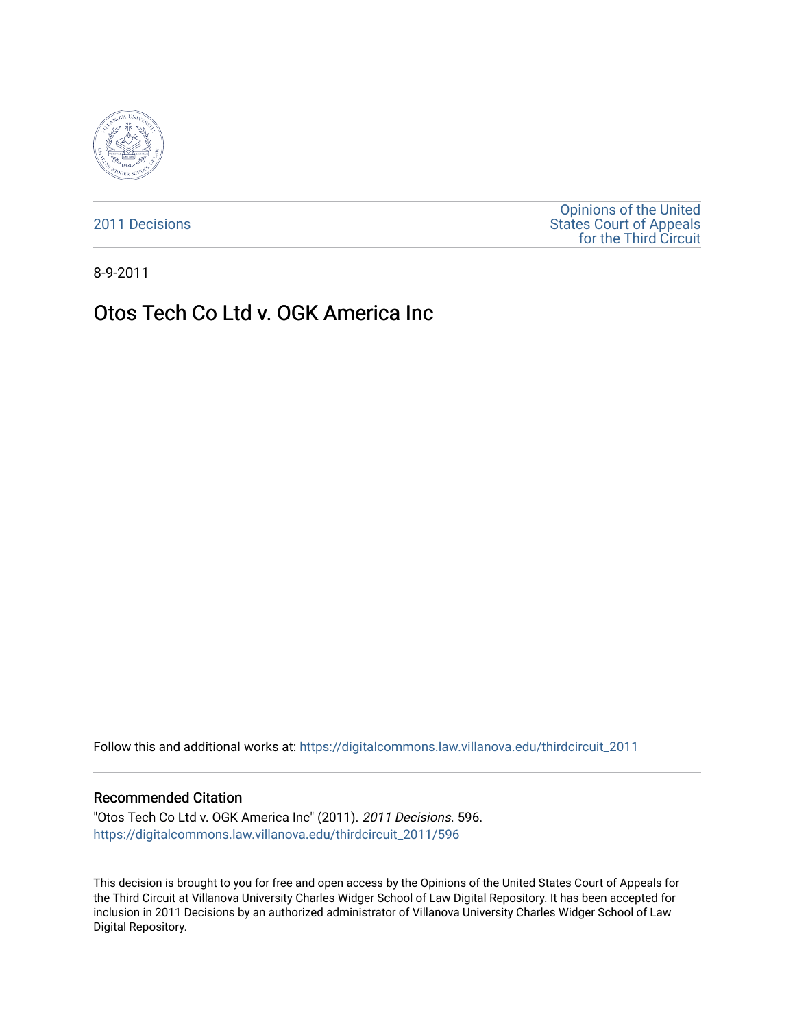2011 Decisions

Opinions of the United States Court of Appeals for the Third Circuit

8-9-2011

# Otos Tech Co Ltd v. OGK America Inc

Follow this and additional works at: https://digitalcommons.law.villanova.edu/thirdcircuit_2011

## Recommended Citation

"Otos Tech Co Ltd v. OGK America Inc" (2011). *2011 Decisions*. 596.
https://digitalcommons.law.villanova.edu/thirdcircuit_2011/596

This decision is brought to you for free and open access by the Opinions of the United States Court of Appeals for the Third Circuit at Villanova University Charles Widger School of Law Digital Repository. It has been accepted for inclusion in 2011 Decisions by an authorized administrator of Villanova University Charles Widger School of Law Digital Repository.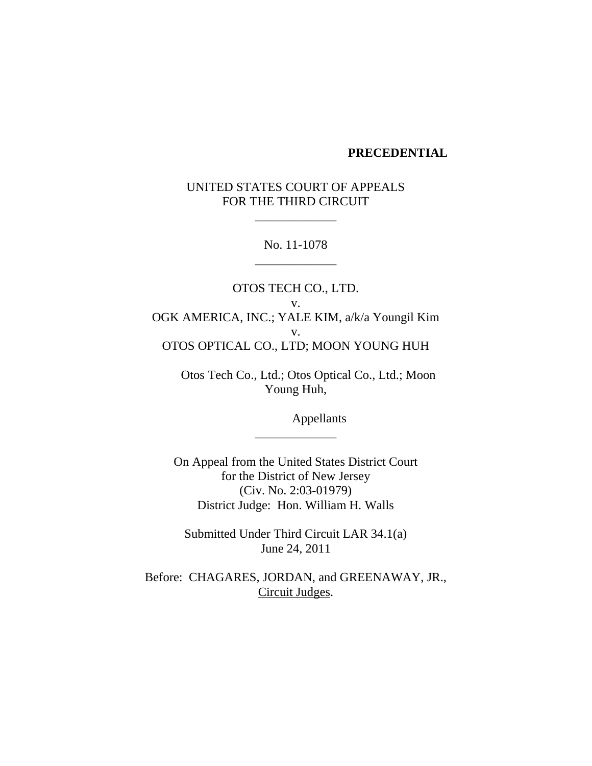**PRECEDENTIAL**

UNITED STATES COURT OF APPEALS
FOR THE THIRD CIRCUIT

---

No. 11-1078

---

OTOS TECH CO., LTD.
v.
OGK AMERICA, INC.; YALE KIM, a/k/a Youngil Kim
v.
OTOS OPTICAL CO., LTD; MOON YOUNG HUH

Otos Tech Co., Ltd.; Otos Optical Co., Ltd.; Moon Young Huh,

Appellants

---

On Appeal from the United States District Court
for the District of New Jersey
(Civ. No. 2:03-01979)
District Judge: Hon. William H. Walls

Submitted Under Third Circuit LAR 34.1(a)
June 24, 2011

Before: CHAGARES, JORDAN, and GREENAWAY, JR., Circuit Judges.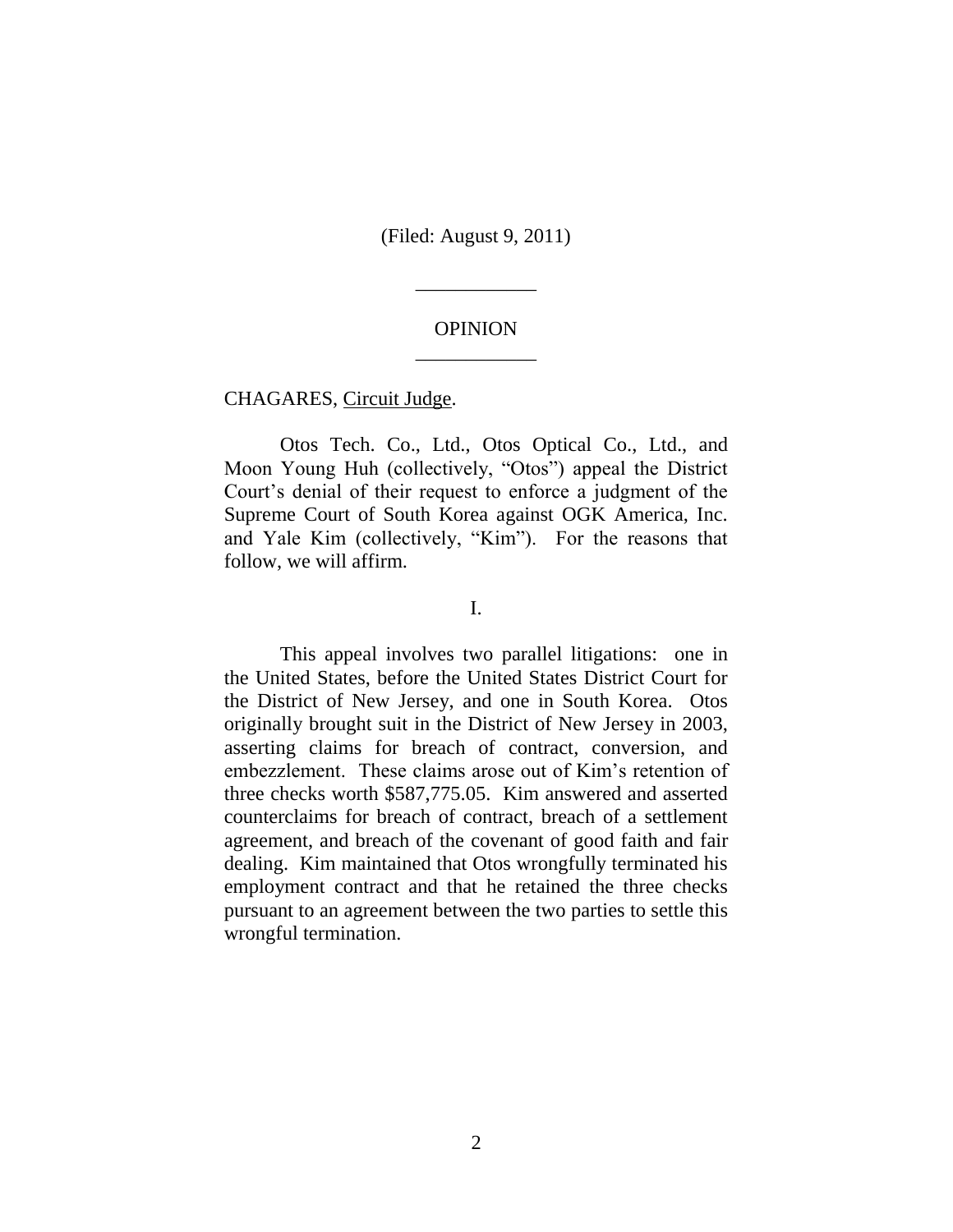(Filed: August 9, 2011)

---

OPINION

---

CHAGARES, Circuit Judge.

Otos Tech. Co., Ltd., Otos Optical Co., Ltd., and Moon Young Huh (collectively, "Otos") appeal the District Court's denial of their request to enforce a judgment of the Supreme Court of South Korea against OGK America, Inc. and Yale Kim (collectively, "Kim"). For the reasons that follow, we will affirm.

I.

This appeal involves two parallel litigations: one in the United States, before the United States District Court for the District of New Jersey, and one in South Korea. Otos originally brought suit in the District of New Jersey in 2003, asserting claims for breach of contract, conversion, and embezzlement. These claims arose out of Kim's retention of three checks worth $587,775.05. Kim answered and asserted counterclaims for breach of contract, breach of a settlement agreement, and breach of the covenant of good faith and fair dealing. Kim maintained that Otos wrongfully terminated his employment contract and that he retained the three checks pursuant to an agreement between the two parties to settle this wrongful termination.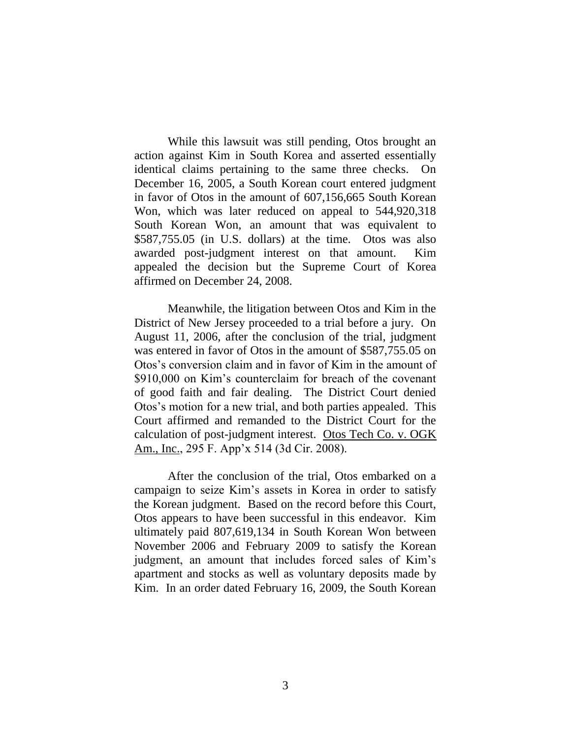While this lawsuit was still pending, Otos brought an action against Kim in South Korea and asserted essentially identical claims pertaining to the same three checks. On December 16, 2005, a South Korean court entered judgment in favor of Otos in the amount of 607,156,665 South Korean Won, which was later reduced on appeal to 544,920,318 South Korean Won, an amount that was equivalent to \$587,755.05 (in U.S. dollars) at the time. Otos was also awarded post-judgment interest on that amount. Kim appealed the decision but the Supreme Court of Korea affirmed on December 24, 2008.

Meanwhile, the litigation between Otos and Kim in the District of New Jersey proceeded to a trial before a jury. On August 11, 2006, after the conclusion of the trial, judgment was entered in favor of Otos in the amount of \$587,755.05 on Otos's conversion claim and in favor of Kim in the amount of \$910,000 on Kim's counterclaim for breach of the covenant of good faith and fair dealing. The District Court denied Otos's motion for a new trial, and both parties appealed. This Court affirmed and remanded to the District Court for the calculation of post-judgment interest. Otos Tech Co. v. OGK Am., Inc., 295 F. App'x 514 (3d Cir. 2008).

After the conclusion of the trial, Otos embarked on a campaign to seize Kim's assets in Korea in order to satisfy the Korean judgment. Based on the record before this Court, Otos appears to have been successful in this endeavor. Kim ultimately paid 807,619,134 in South Korean Won between November 2006 and February 2009 to satisfy the Korean judgment, an amount that includes forced sales of Kim's apartment and stocks as well as voluntary deposits made by Kim. In an order dated February 16, 2009, the South Korean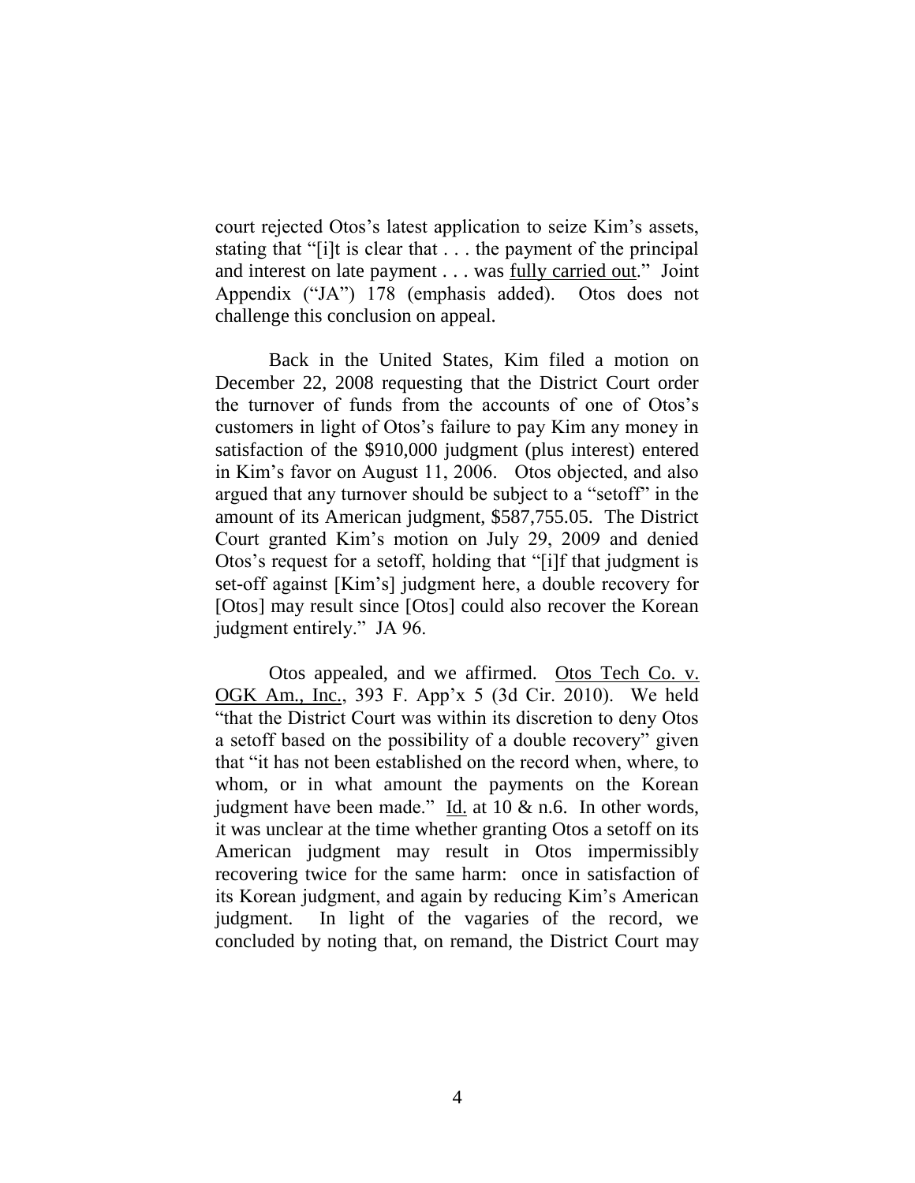court rejected Otos's latest application to seize Kim's assets, stating that "[i]t is clear that . . . the payment of the principal and interest on late payment . . . was <u>fully carried out</u>." Joint Appendix ("JA") 178 (emphasis added). Otos does not challenge this conclusion on appeal.

Back in the United States, Kim filed a motion on December 22, 2008 requesting that the District Court order the turnover of funds from the accounts of one of Otos's customers in light of Otos's failure to pay Kim any money in satisfaction of the $910,000 judgment (plus interest) entered in Kim's favor on August 11, 2006. Otos objected, and also argued that any turnover should be subject to a "setoff" in the amount of its American judgment, $587,755.05. The District Court granted Kim's motion on July 29, 2009 and denied Otos's request for a setoff, holding that "[i]f that judgment is set-off against [Kim's] judgment here, a double recovery for [Otos] may result since [Otos] could also recover the Korean judgment entirely." JA 96.

Otos appealed, and we affirmed. <u>Otos Tech Co. v. OGK Am., Inc.</u>, 393 F. App'x 5 (3d Cir. 2010). We held "that the District Court was within its discretion to deny Otos a setoff based on the possibility of a double recovery" given that "it has not been established on the record when, where, to whom, or in what amount the payments on the Korean judgment have been made." <u>Id.</u> at 10 & n.6. In other words, it was unclear at the time whether granting Otos a setoff on its American judgment may result in Otos impermissibly recovering twice for the same harm: once in satisfaction of its Korean judgment, and again by reducing Kim's American judgment. In light of the vagaries of the record, we concluded by noting that, on remand, the District Court may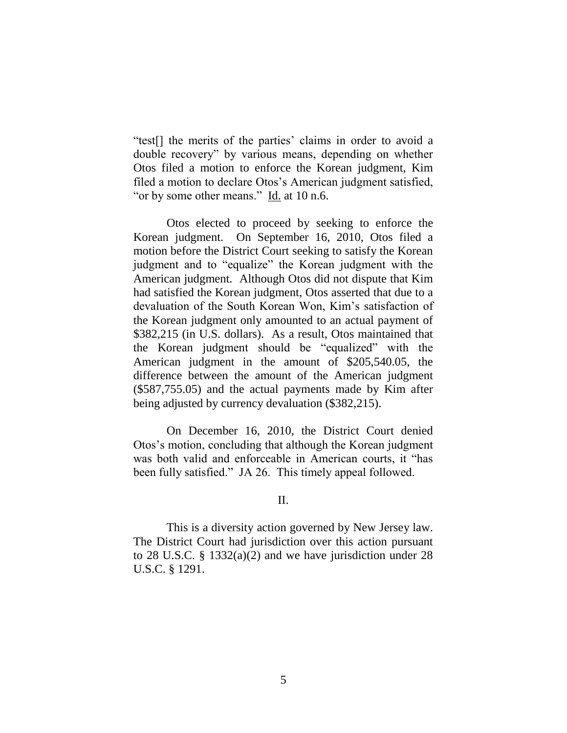"test[] the merits of the parties' claims in order to avoid a double recovery" by various means, depending on whether Otos filed a motion to enforce the Korean judgment, Kim filed a motion to declare Otos's American judgment satisfied, "or by some other means." Id. at 10 n.6.

Otos elected to proceed by seeking to enforce the Korean judgment. On September 16, 2010, Otos filed a motion before the District Court seeking to satisfy the Korean judgment and to "equalize" the Korean judgment with the American judgment. Although Otos did not dispute that Kim had satisfied the Korean judgment, Otos asserted that due to a devaluation of the South Korean Won, Kim's satisfaction of the Korean judgment only amounted to an actual payment of \$382,215 (in U.S. dollars). As a result, Otos maintained that the Korean judgment should be "equalized" with the American judgment in the amount of \$205,540.05, the difference between the amount of the American judgment (\$587,755.05) and the actual payments made by Kim after being adjusted by currency devaluation (\$382,215).

On December 16, 2010, the District Court denied Otos's motion, concluding that although the Korean judgment was both valid and enforceable in American courts, it "has been fully satisfied." JA 26. This timely appeal followed.

## II.

This is a diversity action governed by New Jersey law. The District Court had jurisdiction over this action pursuant to 28 U.S.C. § 1332(a)(2) and we have jurisdiction under 28 U.S.C. § 1291.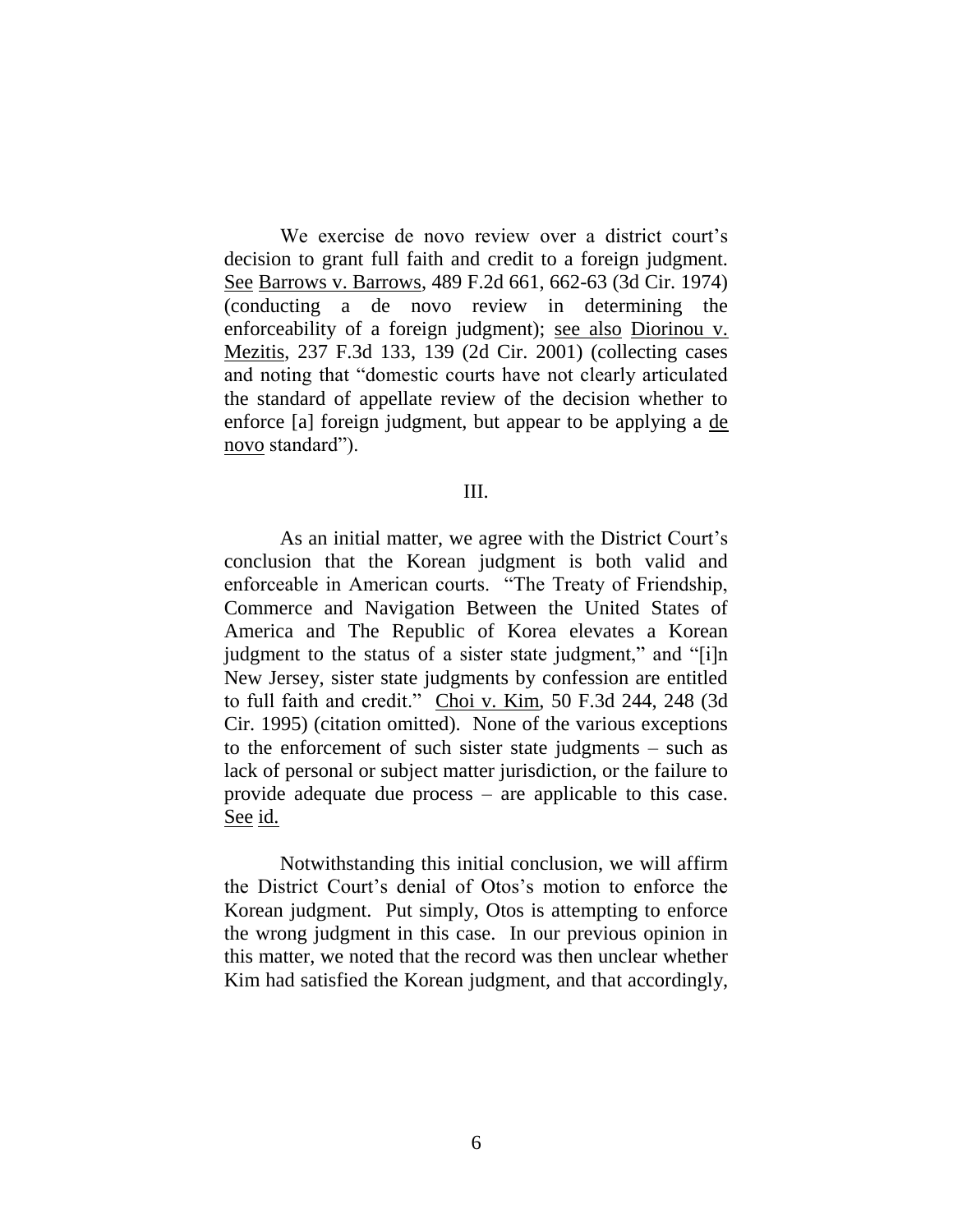We exercise de novo review over a district court's decision to grant full faith and credit to a foreign judgment. See Barrows v. Barrows, 489 F.2d 661, 662-63 (3d Cir. 1974) (conducting a de novo review in determining the enforceability of a foreign judgment); see also Diorinou v. Mezitis, 237 F.3d 133, 139 (2d Cir. 2001) (collecting cases and noting that "domestic courts have not clearly articulated the standard of appellate review of the decision whether to enforce [a] foreign judgment, but appear to be applying a de novo standard").

## III.

As an initial matter, we agree with the District Court's conclusion that the Korean judgment is both valid and enforceable in American courts. "The Treaty of Friendship, Commerce and Navigation Between the United States of America and The Republic of Korea elevates a Korean judgment to the status of a sister state judgment," and "[i]n New Jersey, sister state judgments by confession are entitled to full faith and credit." Choi v. Kim, 50 F.3d 244, 248 (3d Cir. 1995) (citation omitted). None of the various exceptions to the enforcement of such sister state judgments – such as lack of personal or subject matter jurisdiction, or the failure to provide adequate due process – are applicable to this case. See id.

Notwithstanding this initial conclusion, we will affirm the District Court's denial of Otos's motion to enforce the Korean judgment. Put simply, Otos is attempting to enforce the wrong judgment in this case. In our previous opinion in this matter, we noted that the record was then unclear whether Kim had satisfied the Korean judgment, and that accordingly,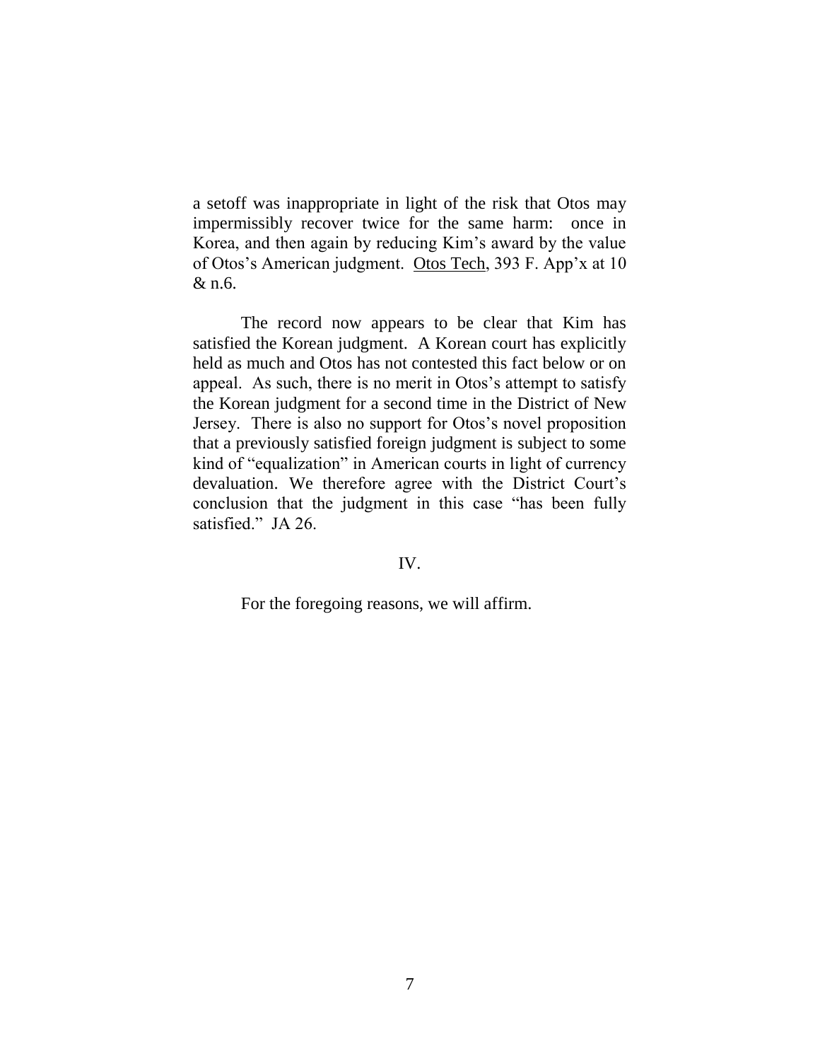a setoff was inappropriate in light of the risk that Otos may impermissibly recover twice for the same harm: once in Korea, and then again by reducing Kim's award by the value of Otos's American judgment. Otos Tech, 393 F. App'x at 10 & n.6.

The record now appears to be clear that Kim has satisfied the Korean judgment. A Korean court has explicitly held as much and Otos has not contested this fact below or on appeal. As such, there is no merit in Otos's attempt to satisfy the Korean judgment for a second time in the District of New Jersey. There is also no support for Otos's novel proposition that a previously satisfied foreign judgment is subject to some kind of "equalization" in American courts in light of currency devaluation. We therefore agree with the District Court's conclusion that the judgment in this case "has been fully satisfied." JA 26.

## IV.

For the foregoing reasons, we will affirm.